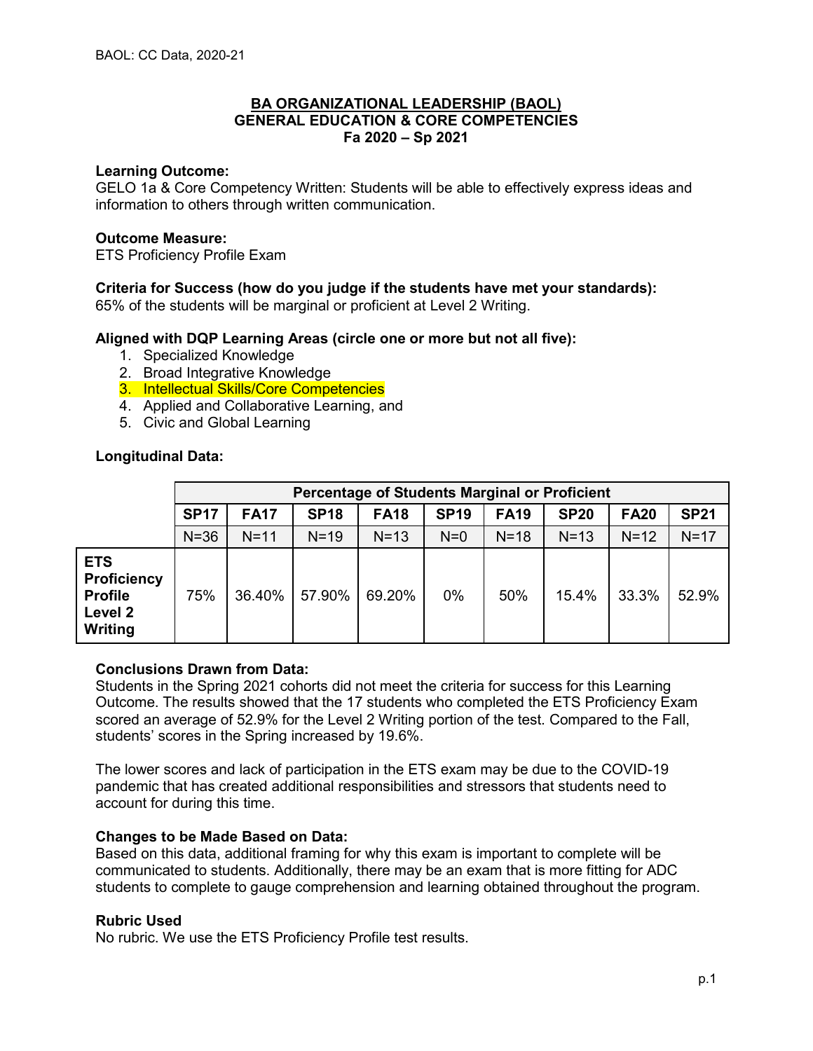# BA ORGANIZATIONAL LEADERSHIP (BAOL)
## GENERAL EDUCATION & CORE COMPETENCIES
## Fa 2020 – Sp 2021

**Learning Outcome:**
GELO 1a & Core Competency Written: Students will be able to effectively express ideas and information to others through written communication.

**Outcome Measure:**
ETS Proficiency Profile Exam

**Criteria for Success (how do you judge if the students have met your standards):**
65% of the students will be marginal or proficient at Level 2 Writing.

**Aligned with DQP Learning Areas (circle one or more but not all five):**
1. Specialized Knowledge
2. Broad Integrative Knowledge
3. Intellectual Skills/Core Competencies
4. Applied and Collaborative Learning, and
5. Civic and Global Learning

**Longitudinal Data:**

| | Percentage of Students Marginal or Proficient | | | | | | | | |
|---|---|---|---|---|---|---|---|---|---|
| | **SP17** | **FA17** | **SP18** | **FA18** | **SP19** | **FA19** | **SP20** | **FA20** | **SP21** |
| | N=36 | N=11 | N=19 | N=13 | N=0 | N=18 | N=13 | N=12 | N=17 |
| **ETS Proficiency Profile Level 2 Writing** | 75% | 36.40% | 57.90% | 69.20% | 0% | 50% | 15.4% | 33.3% | 52.9% |

**Conclusions Drawn from Data:**
Students in the Spring 2021 cohorts did not meet the criteria for success for this Learning Outcome. The results showed that the 17 students who completed the ETS Proficiency Exam scored an average of 52.9% for the Level 2 Writing portion of the test. Compared to the Fall, students' scores in the Spring increased by 19.6%.

The lower scores and lack of participation in the ETS exam may be due to the COVID-19 pandemic that has created additional responsibilities and stressors that students need to account for during this time.

**Changes to be Made Based on Data:**
Based on this data, additional framing for why this exam is important to complete will be communicated to students. Additionally, there may be an exam that is more fitting for ADC students to complete to gauge comprehension and learning obtained throughout the program.

**Rubric Used**
No rubric. We use the ETS Proficiency Profile test results.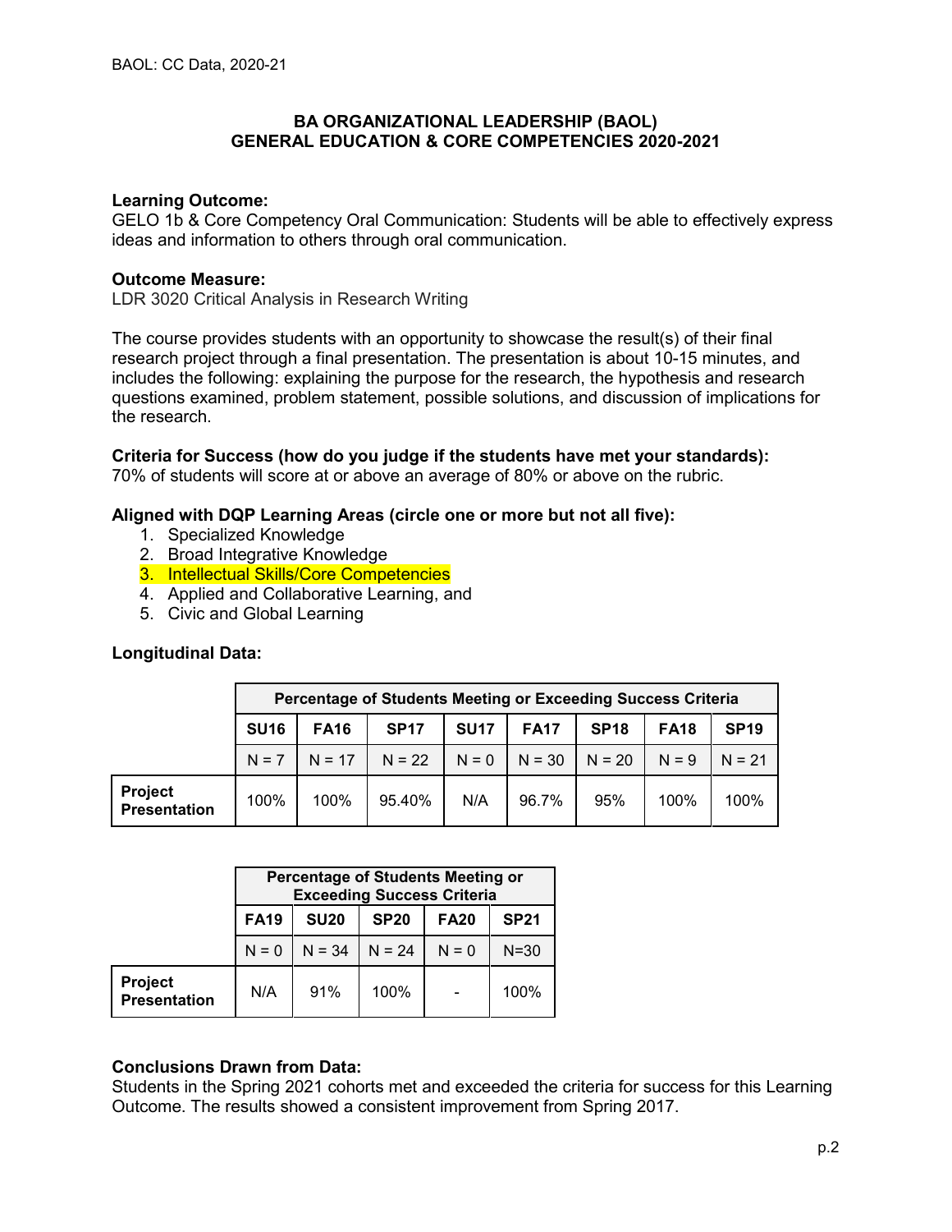# BA ORGANIZATIONAL LEADERSHIP (BAOL)
## GENERAL EDUCATION & CORE COMPETENCIES 2020-2021

**Learning Outcome:**
GELO 1b & Core Competency Oral Communication: Students will be able to effectively express ideas and information to others through oral communication.

**Outcome Measure:**
LDR 3020 Critical Analysis in Research Writing

The course provides students with an opportunity to showcase the result(s) of their final research project through a final presentation. The presentation is about 10-15 minutes, and includes the following: explaining the purpose for the research, the hypothesis and research questions examined, problem statement, possible solutions, and discussion of implications for the research.

**Criteria for Success (how do you judge if the students have met your standards):**
70% of students will score at or above an average of 80% or above on the rubric.

**Aligned with DQP Learning Areas (circle one or more but not all five):**

1. Specialized Knowledge
2. Broad Integrative Knowledge
3. Intellectual Skills/Core Competencies
4. Applied and Collaborative Learning, and
5. Civic and Global Learning

**Longitudinal Data:**

| | Percentage of Students Meeting or Exceeding Success Criteria | | | | | | | |
|---|---|---|---|---|---|---|---|---|
| | **SU16** | **FA16** | **SP17** | **SU17** | **FA17** | **SP18** | **FA18** | **SP19** |
| | N = 7 | N = 17 | N = 22 | N = 0 | N = 30 | N = 20 | N = 9 | N = 21 |
| **Project Presentation** | 100% | 100% | 95.40% | N/A | 96.7% | 95% | 100% | 100% |

| | Percentage of Students Meeting or Exceeding Success Criteria | | | | |
|---|---|---|---|---|---|
| | **FA19** | **SU20** | **SP20** | **FA20** | **SP21** |
| | N = 0 | N = 34 | N = 24 | N = 0 | N=30 |
| **Project Presentation** | N/A | 91% | 100% | - | 100% |

**Conclusions Drawn from Data:**
Students in the Spring 2021 cohorts met and exceeded the criteria for success for this Learning Outcome. The results showed a consistent improvement from Spring 2017.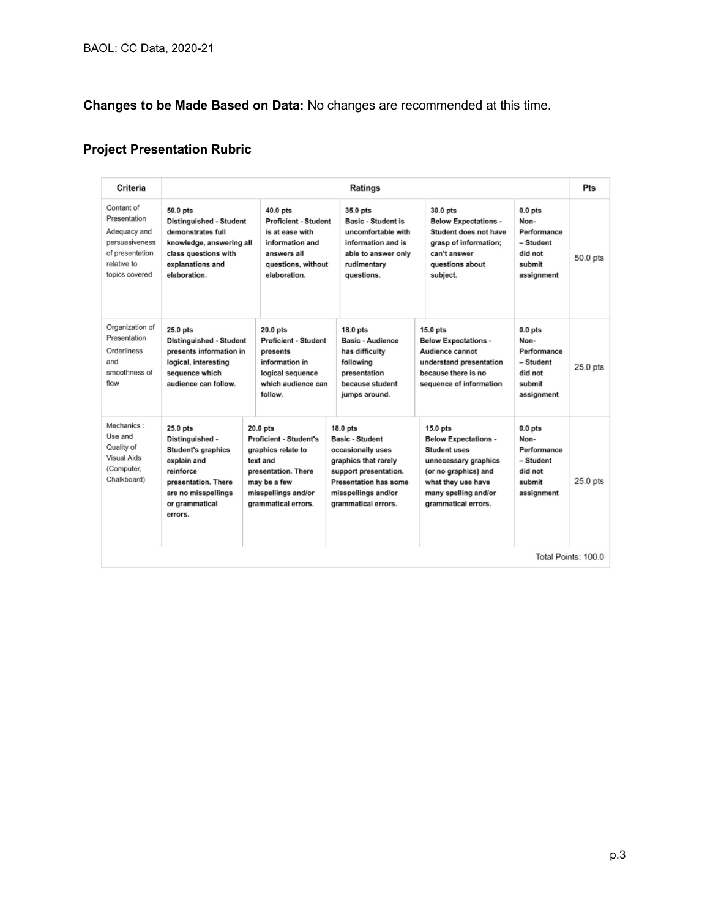**Changes to be Made Based on Data:** No changes are recommended at this time.

## Project Presentation Rubric

| Criteria | Ratings | | | | | Pts |
|---|---|---|---|---|---|---|
| Content of Presentation Adequacy and persuasiveness of presentation relative to topics covered | 50.0 pts Distinguished - Student demonstrates full knowledge, answering all class questions with explanations and elaboration. | 40.0 pts Proficient - Student is at ease with information and answers all questions, without elaboration. | 35.0 pts Basic - Student is uncomfortable with information and is able to answer only rudimentary questions. | 30.0 pts Below Expectations - Student does not have grasp of information; can't answer questions about subject. | 0.0 pts Non-Performance – Student did not submit assignment | 50.0 pts |
| Organization of Presentation Orderliness and smoothness of flow | 25.0 pts DIstinguished - Student presents information in logical, interesting sequence which audience can follow. | 20.0 pts Proficient - Student presents information in logical sequence which audience can follow. | 18.0 pts Basic - Audience has difficulty following presentation because student jumps around. | 15.0 pts Below Expectations - Audience cannot understand presentation because there is no sequence of information | 0.0 pts Non-Performance – Student did not submit assignment | 25.0 pts |
| Mechanics : Use and Quality of Visual Aids (Computer, Chalkboard) | 25.0 pts Distinguished - Student's graphics explain and reinforce presentation. There are no misspellings or grammatical errors. | 20.0 pts Proficient - Student's graphics relate to text and presentation. There may be a few misspellings and/or grammatical errors. | 18.0 pts Basic - Student occasionally uses graphics that rarely support presentation. Presentation has some misspellings and/or grammatical errors. | 15.0 pts Below Expectations - Student uses unnecessary graphics (or no graphics) and what they use have many spelling and/or grammatical errors. | 0.0 pts Non-Performance – Student did not submit assignment | 25.0 pts |
| | | | | | | Total Points: 100.0 |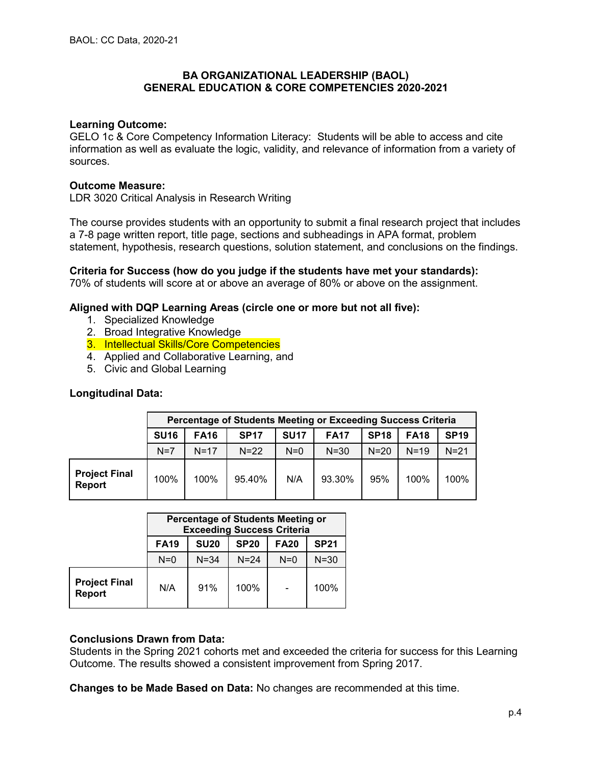# BA ORGANIZATIONAL LEADERSHIP (BAOL)
# GENERAL EDUCATION & CORE COMPETENCIES 2020-2021

**Learning Outcome:**
GELO 1c & Core Competency Information Literacy: Students will be able to access and cite information as well as evaluate the logic, validity, and relevance of information from a variety of sources.

**Outcome Measure:**
LDR 3020 Critical Analysis in Research Writing

The course provides students with an opportunity to submit a final research project that includes a 7-8 page written report, title page, sections and subheadings in APA format, problem statement, hypothesis, research questions, solution statement, and conclusions on the findings.

**Criteria for Success (how do you judge if the students have met your standards):**
70% of students will score at or above an average of 80% or above on the assignment.

**Aligned with DQP Learning Areas (circle one or more but not all five):**

1. Specialized Knowledge
2. Broad Integrative Knowledge
3. Intellectual Skills/Core Competencies
4. Applied and Collaborative Learning, and
5. Civic and Global Learning

**Longitudinal Data:**

| | Percentage of Students Meeting or Exceeding Success Criteria | | | | | | | |
|---|---|---|---|---|---|---|---|---|
| | **SU16** | **FA16** | **SP17** | **SU17** | **FA17** | **SP18** | **FA18** | **SP19** |
| | N=7 | N=17 | N=22 | N=0 | N=30 | N=20 | N=19 | N=21 |
| **Project Final Report** | 100% | 100% | 95.40% | N/A | 93.30% | 95% | 100% | 100% |

| | Percentage of Students Meeting or Exceeding Success Criteria | | | | |
|---|---|---|---|---|---|
| | **FA19** | **SU20** | **SP20** | **FA20** | **SP21** |
| | N=0 | N=34 | N=24 | N=0 | N=30 |
| **Project Final Report** | N/A | 91% | 100% | - | 100% |

**Conclusions Drawn from Data:**
Students in the Spring 2021 cohorts met and exceeded the criteria for success for this Learning Outcome. The results showed a consistent improvement from Spring 2017.

**Changes to be Made Based on Data:** No changes are recommended at this time.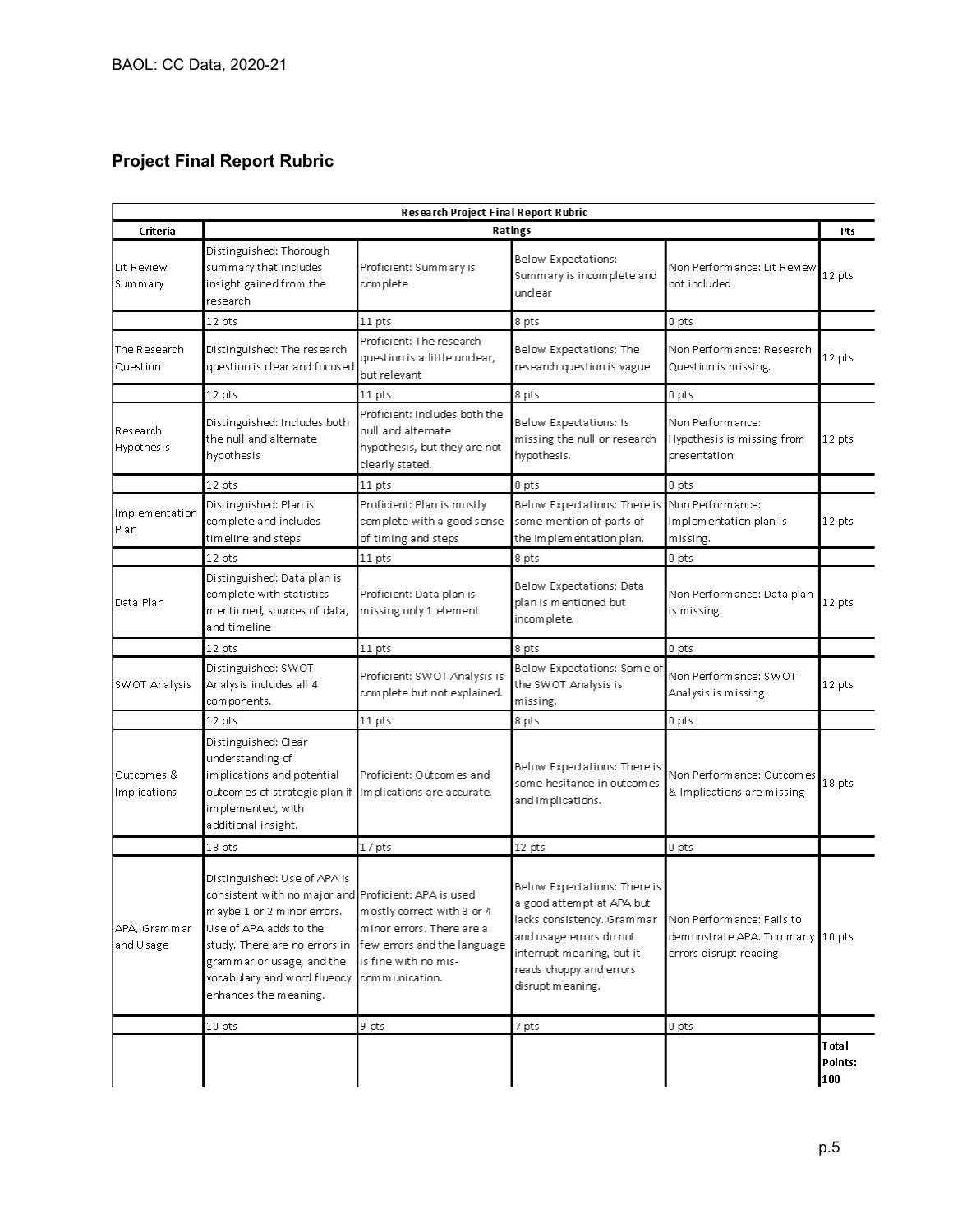## Project Final Report Rubric

| Research Project Final Report Rubric | | | | | |
|---|---|---|---|---|---|
| Criteria | Ratings | | | | Pts |
| Lit Review Summary | Distinguished: Thorough summary that includes insight gained from the research | Proficient: Summary is complete | Below Expectations: Summary is incomplete and unclear | Non Performance: Lit Review not included | 12 pts |
| | 12 pts | 11 pts | 8 pts | 0 pts | |
| The Research Question | Distinguished: The research question is clear and focused | Proficient: The research question is a little unclear, but relevant | Below Expectations: The research question is vague | Non Performance: Research Question is missing. | 12 pts |
| | 12 pts | 11 pts | 8 pts | 0 pts | |
| Research Hypothesis | Distinguished: Includes both the null and alternate hypothesis | Proficient: Includes both the null and alternate hypothesis, but they are not clearly stated. | Below Expectations: Is missing the null or research hypothesis. | Non Performance: Hypothesis is missing from presentation | 12 pts |
| | 12 pts | 11 pts | 8 pts | 0 pts | |
| Implementation Plan | Distinguished: Plan is complete and includes timeline and steps | Proficient: Plan is mostly complete with a good sense of timing and steps | Below Expectations: There is some mention of parts of the implementation plan. | Non Performance: Implementation plan is missing. | 12 pts |
| | 12 pts | 11 pts | 8 pts | 0 pts | |
| Data Plan | Distinguished: Data plan is complete with statistics mentioned, sources of data, and timeline | Proficient: Data plan is missing only 1 element | Below Expectations: Data plan is mentioned but incomplete. | Non Performance: Data plan is missing. | 12 pts |
| | 12 pts | 11 pts | 8 pts | 0 pts | |
| SWOT Analysis | Distinguished: SWOT Analysis includes all 4 components. | Proficient: SWOT Analysis is complete but not explained. | Below Expectations: Some of the SWOT Analysis is missing. | Non Performance: SWOT Analysis is missing | 12 pts |
| | 12 pts | 11 pts | 8 pts | 0 pts | |
| Outcomes & Implications | Distinguished: Clear understanding of implications and potential outcomes of strategic plan if implemented, with additional insight. | Proficient: Outcomes and Implications are accurate. | Below Expectations: There is some hesitance in outcomes and implications. | Non Performance: Outcomes & Implications are missing | 18 pts |
| | 18 pts | 17 pts | 12 pts | 0 pts | |
| APA, Grammar and Usage | Distinguished: Use of APA is consistent with no major and maybe 1 or 2 minor errors. Use of APA adds to the study. There are no errors in grammar or usage, and the vocabulary and word fluency enhances the meaning. | Proficient: APA is used mostly correct with 3 or 4 minor errors. There are a few errors and the language is fine with no mis-communication. | Below Expectations: There is a good attempt at APA but lacks consistency. Grammar and usage errors do not interrupt meaning, but it reads choppy and errors disrupt meaning. | Non Performance: Fails to demonstrate APA. Too many errors disrupt reading. | 10 pts |
| | 10 pts | 9 pts | 7 pts | 0 pts | |
| | | | | | Total Points: 100 |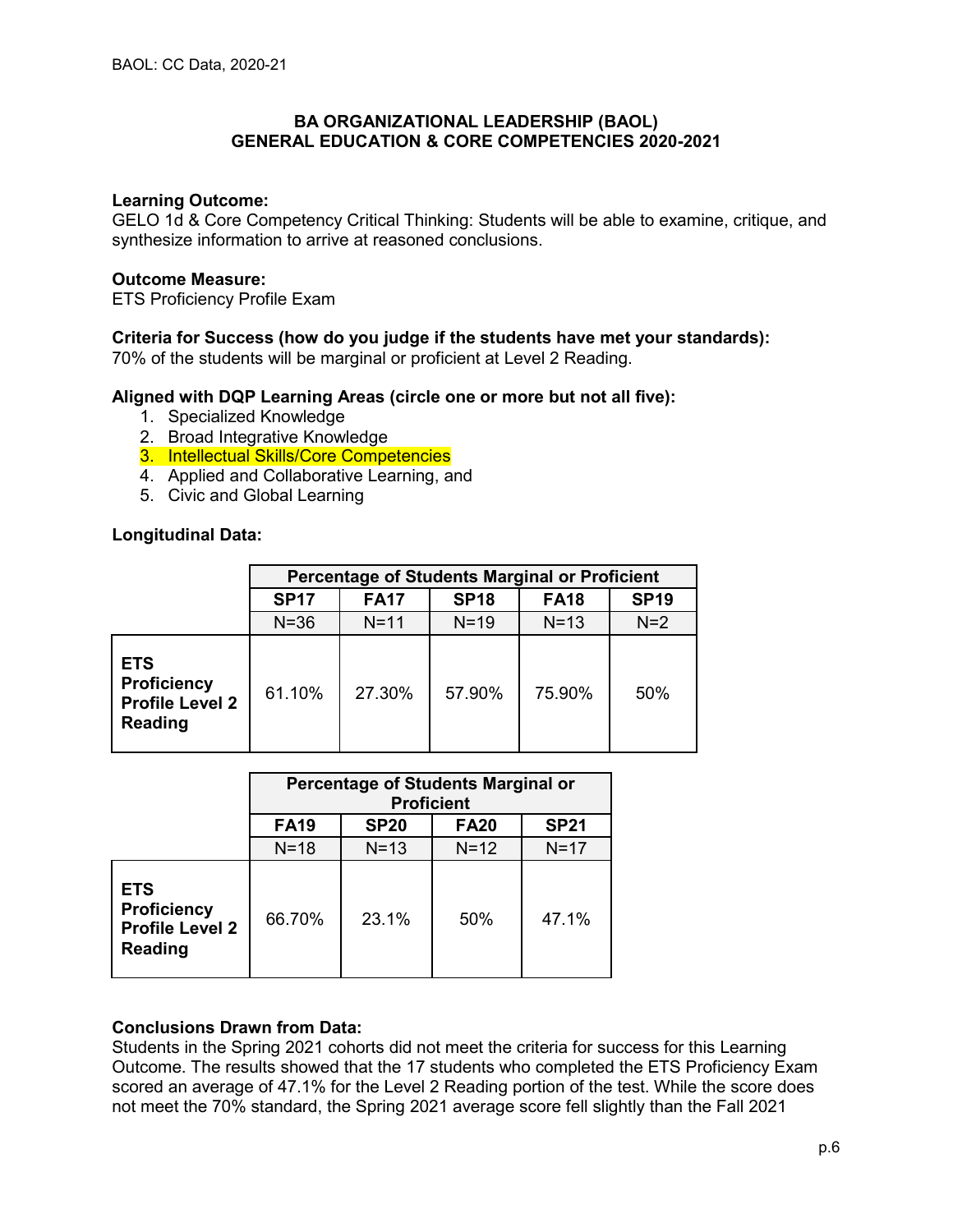**BA ORGANIZATIONAL LEADERSHIP (BAOL)**
**GENERAL EDUCATION & CORE COMPETENCIES 2020-2021**

**Learning Outcome:**
GELO 1d & Core Competency Critical Thinking: Students will be able to examine, critique, and synthesize information to arrive at reasoned conclusions.

**Outcome Measure:**
ETS Proficiency Profile Exam

**Criteria for Success (how do you judge if the students have met your standards):**
70% of the students will be marginal or proficient at Level 2 Reading.

**Aligned with DQP Learning Areas (circle one or more but not all five):**

1. Specialized Knowledge
2. Broad Integrative Knowledge
3. Intellectual Skills/Core Competencies
4. Applied and Collaborative Learning, and
5. Civic and Global Learning

**Longitudinal Data:**

| | Percentage of Students Marginal or Proficient | | | | |
|---|---|---|---|---|---|
| | **SP17** | **FA17** | **SP18** | **FA18** | **SP19** |
| | N=36 | N=11 | N=19 | N=13 | N=2 |
| **ETS Proficiency Profile Level 2 Reading** | 61.10% | 27.30% | 57.90% | 75.90% | 50% |

| | Percentage of Students Marginal or Proficient | | | |
|---|---|---|---|---|
| | **FA19** | **SP20** | **FA20** | **SP21** |
| | N=18 | N=13 | N=12 | N=17 |
| **ETS Proficiency Profile Level 2 Reading** | 66.70% | 23.1% | 50% | 47.1% |

**Conclusions Drawn from Data:**
Students in the Spring 2021 cohorts did not meet the criteria for success for this Learning Outcome. The results showed that the 17 students who completed the ETS Proficiency Exam scored an average of 47.1% for the Level 2 Reading portion of the test. While the score does not meet the 70% standard, the Spring 2021 average score fell slightly than the Fall 2021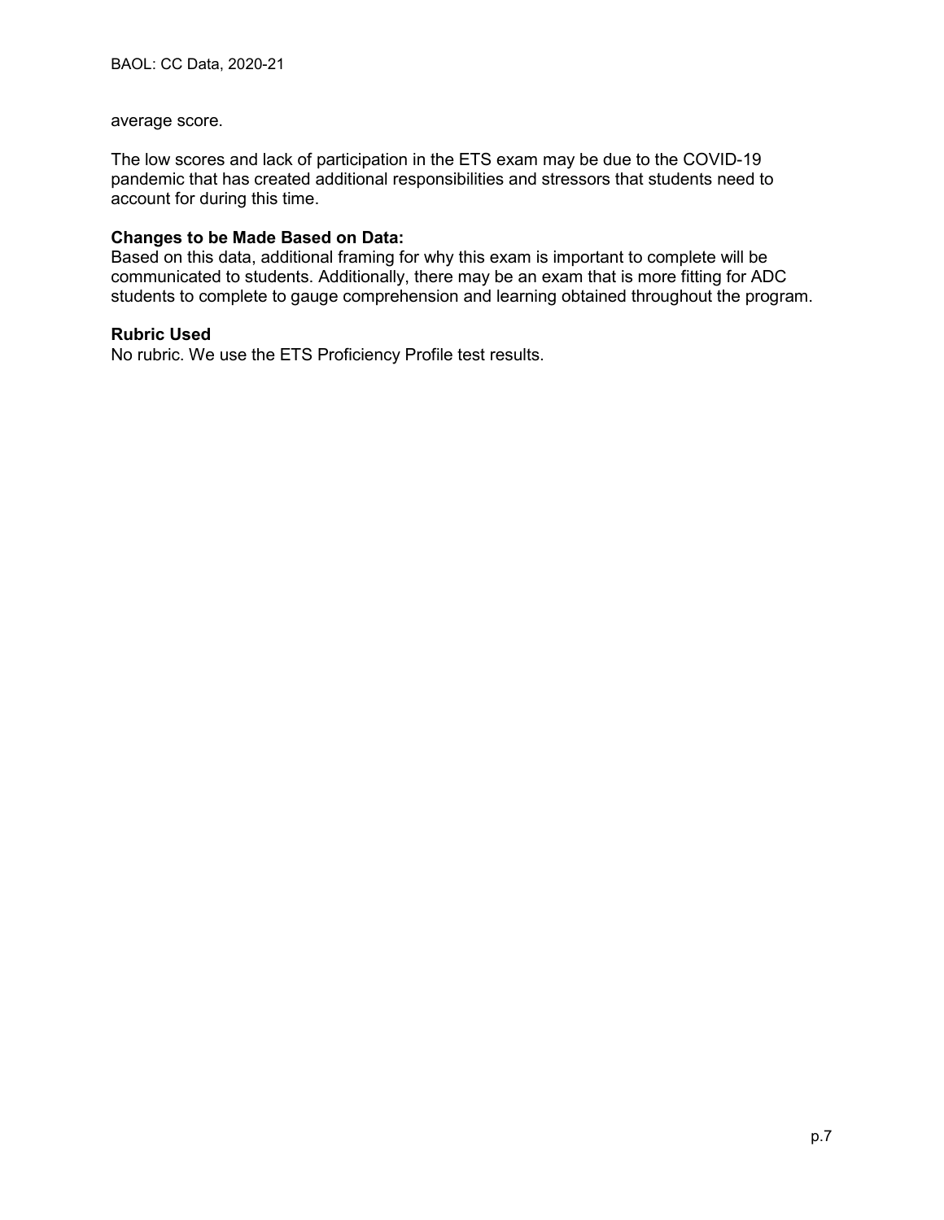average score.

The low scores and lack of participation in the ETS exam may be due to the COVID-19 pandemic that has created additional responsibilities and stressors that students need to account for during this time.

**Changes to be Made Based on Data:**
Based on this data, additional framing for why this exam is important to complete will be communicated to students. Additionally, there may be an exam that is more fitting for ADC students to complete to gauge comprehension and learning obtained throughout the program.

**Rubric Used**
No rubric. We use the ETS Proficiency Profile test results.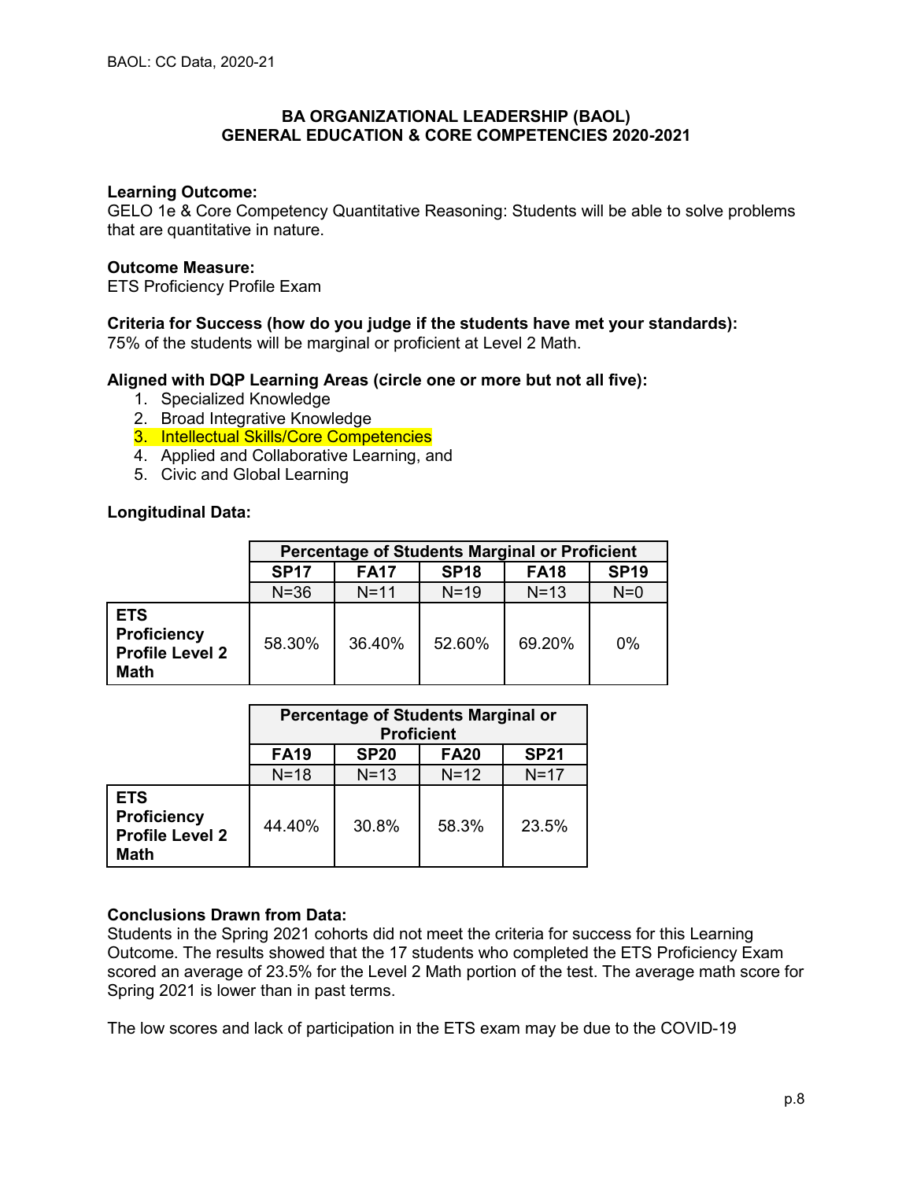# BA ORGANIZATIONAL LEADERSHIP (BAOL) GENERAL EDUCATION & CORE COMPETENCIES 2020-2021

**Learning Outcome:**
GELO 1e & Core Competency Quantitative Reasoning: Students will be able to solve problems that are quantitative in nature.

**Outcome Measure:**
ETS Proficiency Profile Exam

**Criteria for Success (how do you judge if the students have met your standards):**
75% of the students will be marginal or proficient at Level 2 Math.

**Aligned with DQP Learning Areas (circle one or more but not all five):**

1. Specialized Knowledge
2. Broad Integrative Knowledge
3. Intellectual Skills/Core Competencies
4. Applied and Collaborative Learning, and
5. Civic and Global Learning

**Longitudinal Data:**

| | Percentage of Students Marginal or Proficient | | | | |
|---|---|---|---|---|---|
| | **SP17** | **FA17** | **SP18** | **FA18** | **SP19** |
| | N=36 | N=11 | N=19 | N=13 | N=0 |
| **ETS Proficiency Profile Level 2 Math** | 58.30% | 36.40% | 52.60% | 69.20% | 0% |

| | Percentage of Students Marginal or Proficient | | | |
|---|---|---|---|---|
| | **FA19** | **SP20** | **FA20** | **SP21** |
| | N=18 | N=13 | N=12 | N=17 |
| **ETS Proficiency Profile Level 2 Math** | 44.40% | 30.8% | 58.3% | 23.5% |

**Conclusions Drawn from Data:**
Students in the Spring 2021 cohorts did not meet the criteria for success for this Learning Outcome. The results showed that the 17 students who completed the ETS Proficiency Exam scored an average of 23.5% for the Level 2 Math portion of the test. The average math score for Spring 2021 is lower than in past terms.

The low scores and lack of participation in the ETS exam may be due to the COVID-19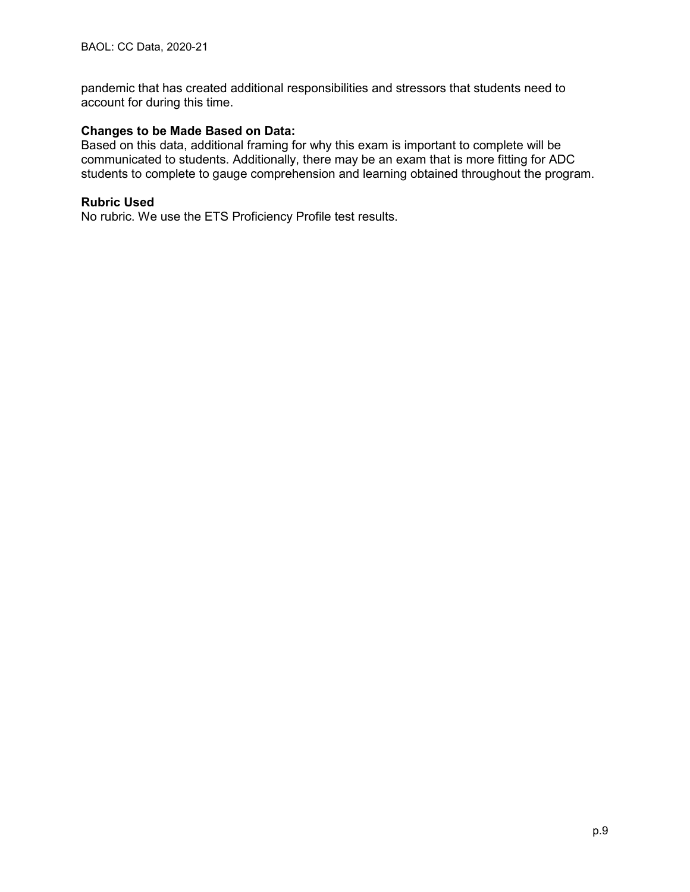pandemic that has created additional responsibilities and stressors that students need to account for during this time.

**Changes to be Made Based on Data:**

Based on this data, additional framing for why this exam is important to complete will be communicated to students. Additionally, there may be an exam that is more fitting for ADC students to complete to gauge comprehension and learning obtained throughout the program.

**Rubric Used**

No rubric. We use the ETS Proficiency Profile test results.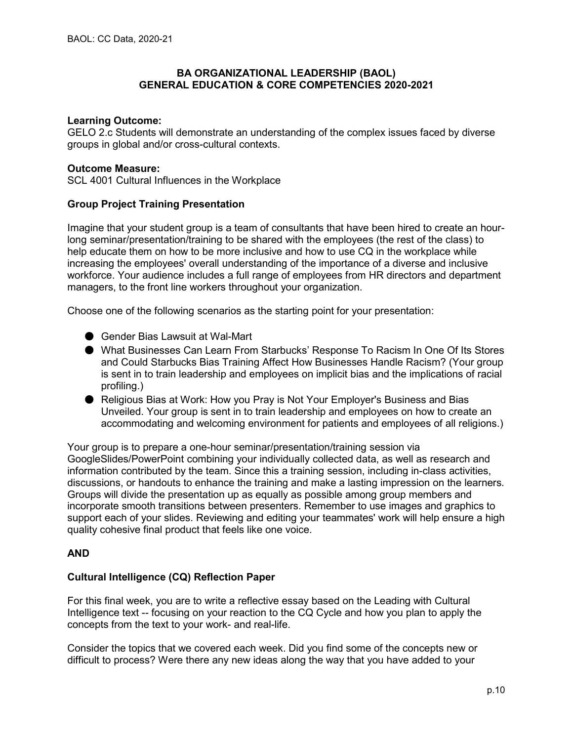## BA ORGANIZATIONAL LEADERSHIP (BAOL) GENERAL EDUCATION & CORE COMPETENCIES 2020-2021

**Learning Outcome:**
GELO 2.c Students will demonstrate an understanding of the complex issues faced by diverse groups in global and/or cross-cultural contexts.

**Outcome Measure:**
SCL 4001 Cultural Influences in the Workplace

### Group Project Training Presentation

Imagine that your student group is a team of consultants that have been hired to create an hour-long seminar/presentation/training to be shared with the employees (the rest of the class) to help educate them on how to be more inclusive and how to use CQ in the workplace while increasing the employees' overall understanding of the importance of a diverse and inclusive workforce. Your audience includes a full range of employees from HR directors and department managers, to the front line workers throughout your organization.

Choose one of the following scenarios as the starting point for your presentation:

- Gender Bias Lawsuit at Wal-Mart
- What Businesses Can Learn From Starbucks' Response To Racism In One Of Its Stores and Could Starbucks Bias Training Affect How Businesses Handle Racism? (Your group is sent in to train leadership and employees on implicit bias and the implications of racial profiling.)
- Religious Bias at Work: How you Pray is Not Your Employer's Business and Bias Unveiled. Your group is sent in to train leadership and employees on how to create an accommodating and welcoming environment for patients and employees of all religions.)

Your group is to prepare a one-hour seminar/presentation/training session via GoogleSlides/PowerPoint combining your individually collected data, as well as research and information contributed by the team. Since this a training session, including in-class activities, discussions, or handouts to enhance the training and make a lasting impression on the learners. Groups will divide the presentation up as equally as possible among group members and incorporate smooth transitions between presenters. Remember to use images and graphics to support each of your slides. Reviewing and editing your teammates' work will help ensure a high quality cohesive final product that feels like one voice.

**AND**

### Cultural Intelligence (CQ) Reflection Paper

For this final week, you are to write a reflective essay based on the Leading with Cultural Intelligence text -- focusing on your reaction to the CQ Cycle and how you plan to apply the concepts from the text to your work- and real-life.

Consider the topics that we covered each week. Did you find some of the concepts new or difficult to process? Were there any new ideas along the way that you have added to your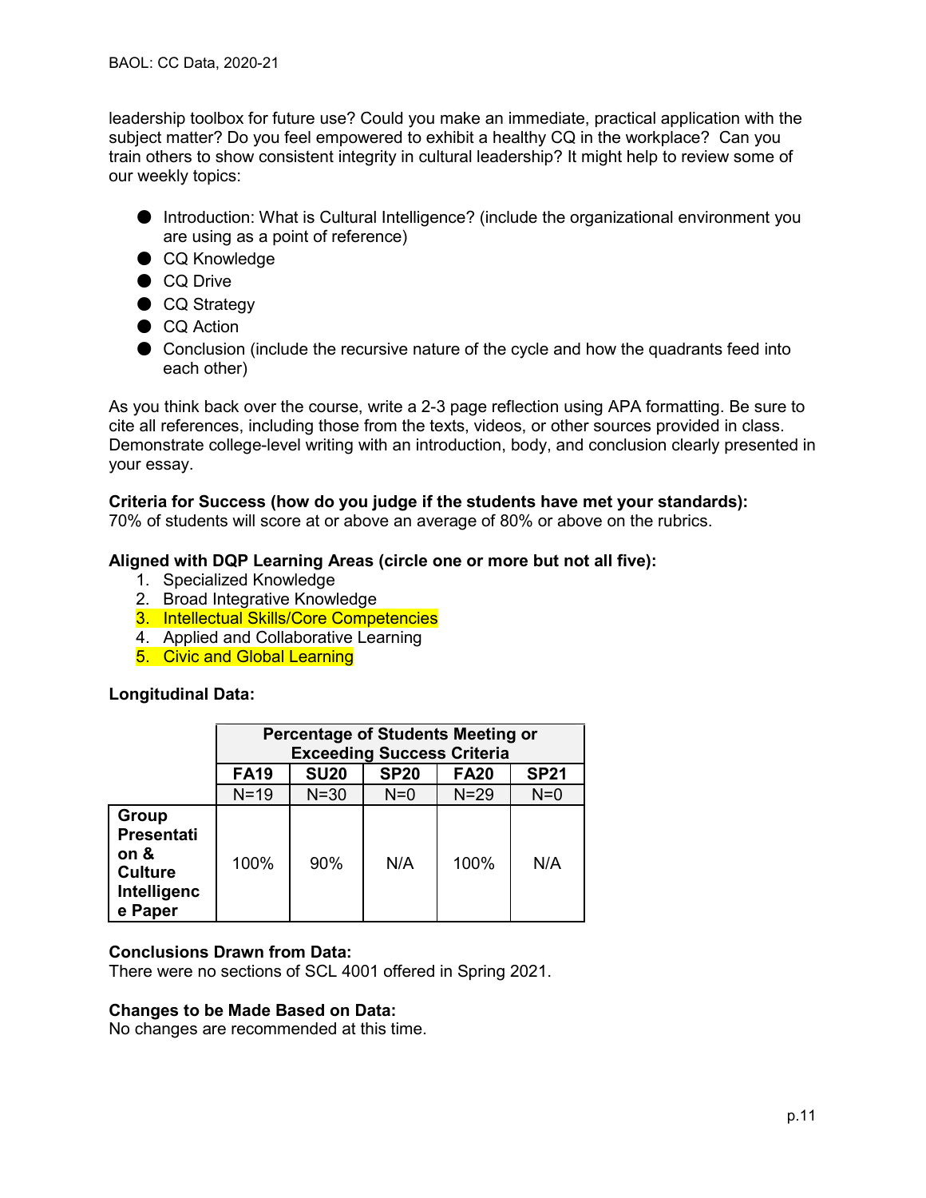leadership toolbox for future use? Could you make an immediate, practical application with the subject matter? Do you feel empowered to exhibit a healthy CQ in the workplace? Can you train others to show consistent integrity in cultural leadership? It might help to review some of our weekly topics:

- Introduction: What is Cultural Intelligence? (include the organizational environment you are using as a point of reference)
- CQ Knowledge
- CQ Drive
- CQ Strategy
- CQ Action
- Conclusion (include the recursive nature of the cycle and how the quadrants feed into each other)

As you think back over the course, write a 2-3 page reflection using APA formatting. Be sure to cite all references, including those from the texts, videos, or other sources provided in class. Demonstrate college-level writing with an introduction, body, and conclusion clearly presented in your essay.

**Criteria for Success (how do you judge if the students have met your standards):**
70% of students will score at or above an average of 80% or above on the rubrics.

**Aligned with DQP Learning Areas (circle one or more but not all five):**

1. Specialized Knowledge
2. Broad Integrative Knowledge
3. Intellectual Skills/Core Competencies
4. Applied and Collaborative Learning
5. Civic and Global Learning

**Longitudinal Data:**

| | Percentage of Students Meeting or Exceeding Success Criteria | | | | |
|---|---|---|---|---|---|
| | **FA19** | **SU20** | **SP20** | **FA20** | **SP21** |
| | N=19 | N=30 | N=0 | N=29 | N=0 |
| **Group Presentation & Culture Intelligence Paper** | 100% | 90% | N/A | 100% | N/A |

**Conclusions Drawn from Data:**
There were no sections of SCL 4001 offered in Spring 2021.

**Changes to be Made Based on Data:**
No changes are recommended at this time.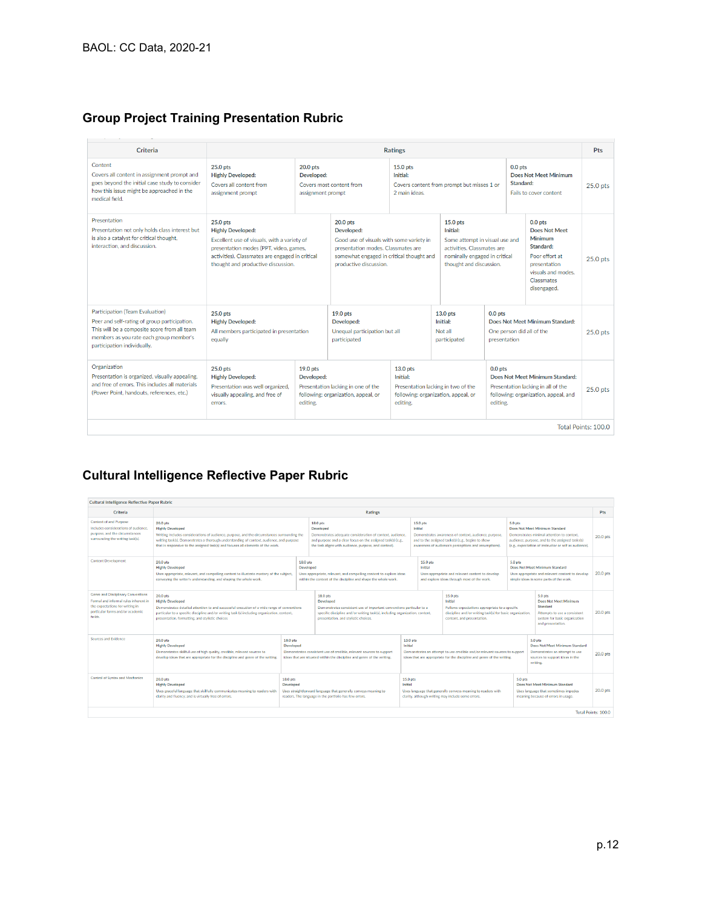## Group Project Training Presentation Rubric

| Criteria | Ratings | | | | Pts |
|---|---|---|---|---|---|
| Content<br>Covers all content in assignment prompt and goes beyond the initial case study to consider how this issue might be approached in the medical field. | 25.0 pts<br>Highly Developed:<br>Covers all content from assignment prompt | 20.0 pts<br>Developed:<br>Covers most content from assignment prompt | 15.0 pts<br>Initial:<br>Covers content from prompt but misses 1 or 2 main ideas. | 0.0 pts<br>Does Not Meet Minimum Standard:<br>Fails to cover content | 25.0 pts |
| Presentation<br>Presentation not only holds class interest but is also a catalyst for critical thought, interaction, and discussion. | 25.0 pts<br>Highly Developed:<br>Excellent use of visuals, with a variety of presentation modes (PPT, video, games, activities). Classmates are engaged in critical thought and productive discussion. | 20.0 pts<br>Developed:<br>Good use of visuals with some variety in presentation modes. Classmates are somewhat engaged in critical thought and productive discussion. | 15.0 pts<br>Initial:<br>Some attempt in visual use and activities. Classmates are nominally engaged in critical thought and discussion. | 0.0 pts<br>Does Not Meet Minimum Standard:<br>Poor effort at presentation visuals and modes. Classmates disengaged. | 25.0 pts |
| Participation (Team Evaluation)<br>Peer and self-rating of group participation. This will be a composite score from all team members as you rate each group member's participation individually. | 25.0 pts<br>Highly Developed:<br>All members participated in presentation equally | 19.0 pts<br>Developed:<br>Unequal participation but all participated | 13.0 pts<br>Initial:<br>Not all participated | 0.0 pts<br>Does Not Meet Minimum Standard:<br>One person did all of the presentation | 25.0 pts |
| Organization<br>Presentation is organized, visually appealing, and free of errors. This includes all materials (Power Point, handouts, references, etc.) | 25.0 pts<br>Highly Developed:<br>Presentation was well organized, visually appealing, and free of errors. | 19.0 pts<br>Developed:<br>Presentation lacking in one of the following: organization, appeal, or editing. | 13.0 pts<br>Initial:<br>Presentation lacking in two of the following: organization, appeal, or editing. | 0.0 pts<br>Does Not Meet Minimum Standard:<br>Presentation lacking in all of the following: organization, appeal, and editing. | 25.0 pts |
| | | | | | Total Points: 100.0 |

## Cultural Intelligence Reflective Paper Rubric

Cultural Intelligence Reflective Paper Rubric

| Criteria | Ratings | | | | Pts |
|---|---|---|---|---|---|
| Context of and Purpose<br>Includes considerations of audience, purpose, and the circumstances surrounding the writing task(s). | 20.0 pts<br>Highly Developed<br>Writing includes considerations of audience, purpose, and the circumstances surrounding the writing task(s). Demonstrates a thorough understanding of context, audience, and purpose that is responsive to the assigned task(s) and focuses all elements of the work. | 18.0 pts<br>Developed<br>Demonstrates adequate consideration of context, audience, and purpose and a clear focus on the assigned task(s) (e.g., the task aligns with audience, purpose, and context). | 15.0 pts<br>Initial<br>Demonstrates awareness of context, audience, purpose, and to the assigned task(s) (e.g., begin to show awareness of audience's perceptions and assumptions). | 5.0 pts<br>Does Not Meet Minimum Standard<br>Demonstrates minimal attention to context, audience, purpose, and to the assigned task(s) (e.g., expectation of instructor or self as audience). | 20.0 pts |
| Content Development | 20.0 pts<br>Highly Developed<br>Uses appropriate, relevant, and compelling content to illustrate mastery of the subject, conveying the writer's understanding, and shaping the whole work. | 18.0 pts<br>Developed<br>Uses appropriate, relevant, and compelling content to explore ideas within the context of the discipline and shape the whole work. | 15.0 pts<br>Initial<br>Uses appropriate and relevant content to develop and explore ideas through most of the work. | 5.0 pts<br>Does Not Meet Minimum Standard<br>Uses appropriate and relevant content to develop simple ideas in some parts of the work. | 20.0 pts |
| Genre and Disciplinary Conventions<br>Formal and informal rules inherent in the expectations for writing in particular forms and/or academic fields. | 20.0 pts<br>Highly Developed<br>Demonstrates detailed attention to and successful execution of a wide range of conventions particular to a specific discipline and/or writing task (s) including organization, content, presentation, formatting, and stylistic choices | 18.0 pts<br>Developed<br>Demonstrates consistent use of important conventions particular to a specific discipline and/or writing task(s), including organization, content, presentation, and stylistic choices | 15.0 pts<br>Initial<br>Follows expectations appropriate to a specific discipline and/or writing task(s) for basic organization, content, and presentation. | 5.0 pts<br>Does Not Meet Minimum Standard<br>Attempts to use a consistent system for basic organization and presentation. | 20.0 pts |
| Sources and Evidence | 20.0 pts<br>Highly Developed<br>Demonstrates skillful use of high quality, credible, relevant sources to develop ideas that are appropriate for the discipline and genre of the writing. | 18.0 pts<br>Developed<br>Demonstrates consistent use of credible, relevant sources to support ideas that are situated within the discipline and genre of the writing. | 15.0 pts<br>Initial<br>Demonstrates an attempt to use credible and/or relevant sources to support ideas that are appropriate for the discipline and genre of the writing. | 5.0 pts<br>Does Not Meet Minimum Standard<br>Demonstrates an attempt to use sources to support ideas in the writing. | 20.0 pts |
| Control of Syntax and Mechanics | 20.0 pts<br>Highly Developed<br>Uses graceful language that skillfully communicates meaning to readers with clarity and fluency, and is virtually free of errors. | 18.0 pts<br>Developed<br>Uses straightforward language that generally conveys meaning to readers. The language in the portfolio has few errors. | 15.0 pts<br>Initial<br>Uses language that generally conveys meaning to readers with clarity, although writing may include some errors. | 5.0 pts<br>Does Not Meet Minimum Standard<br>Uses language that sometimes impedes meaning because of errors in usage. | 20.0 pts |
| | | | | | Total Points: 100.0 |